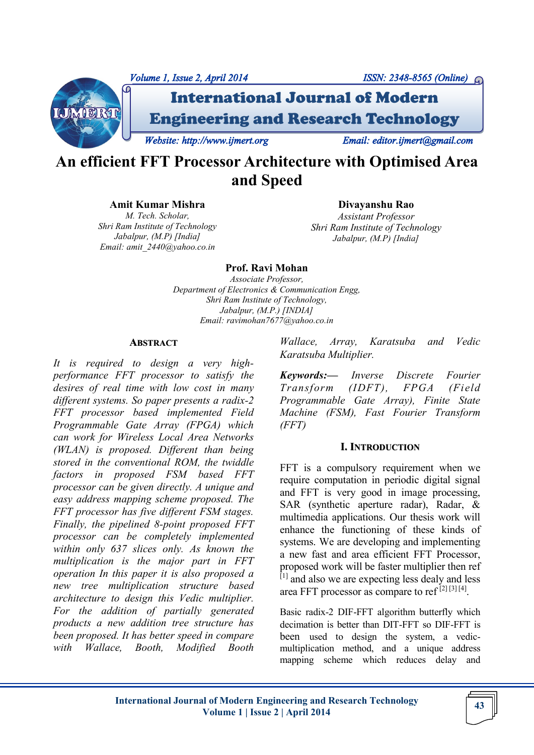# An efficient FFT Processor Architecture with Optimised Area and Speed

**Amit Kumar Mishra**
*M. Tech. Scholar,*
*Shri Ram Institute of Technology*
*Jabalpur, (M.P) [India]*
*Email: amit_2440@yahoo.co.in*

**Divayanshu Rao**
*Assistant Professor*
*Shri Ram Institute of Technology*
*Jabalpur, (M.P) [India]*

**Prof. Ravi Mohan**
*Associate Professor,*
*Department of Electronics & Communication Engg,*
*Shri Ram Institute of Technology,*
*Jabalpur, (M.P.) [INDIA]*
*Email: ravimohan7677@yahoo.co.in*

## ABSTRACT

*It is required to design a very high-performance FFT processor to satisfy the desires of real time with low cost in many different systems. So paper presents a radix-2 FFT processor based implemented Field Programmable Gate Array (FPGA) which can work for Wireless Local Area Networks (WLAN) is proposed. Different than being stored in the conventional ROM, the twiddle factors in proposed FSM based FFT processor can be given directly. A unique and easy address mapping scheme proposed. The FFT processor has five different FSM stages. Finally, the pipelined 8-point proposed FFT processor can be completely implemented within only 637 slices only. As known the multiplication is the major part in FFT operation In this paper it is also proposed a new tree multiplication structure based architecture to design this Vedic multiplier. For the addition of partially generated products a new addition tree structure has been proposed. It has better speed in compare with Wallace, Booth, Modified Booth Wallace, Array, Karatsuba and Vedic Karatsuba Multiplier.*

***Keywords:—*** *Inverse Discrete Fourier Transform (IDFT), FPGA (Field Programmable Gate Array), Finite State Machine (FSM), Fast Fourier Transform (FFT)*

## I. INTRODUCTION

FFT is a compulsory requirement when we require computation in periodic digital signal and FFT is very good in image processing, SAR (synthetic aperture radar), Radar, & multimedia applications. Our thesis work will enhance the functioning of these kinds of systems. We are developing and implementing a new fast and area efficient FFT Processor, proposed work will be faster multiplier then ref [1] and also we are expecting less dealy and less area FFT processor as compare to ref [2] [3] [4].

Basic radix-2 DIF-FFT algorithm butterfly which decimation is better than DIT-FFT so DIF-FFT is been used to design the system, a vedic-multiplication method, and a unique address mapping scheme which reduces delay and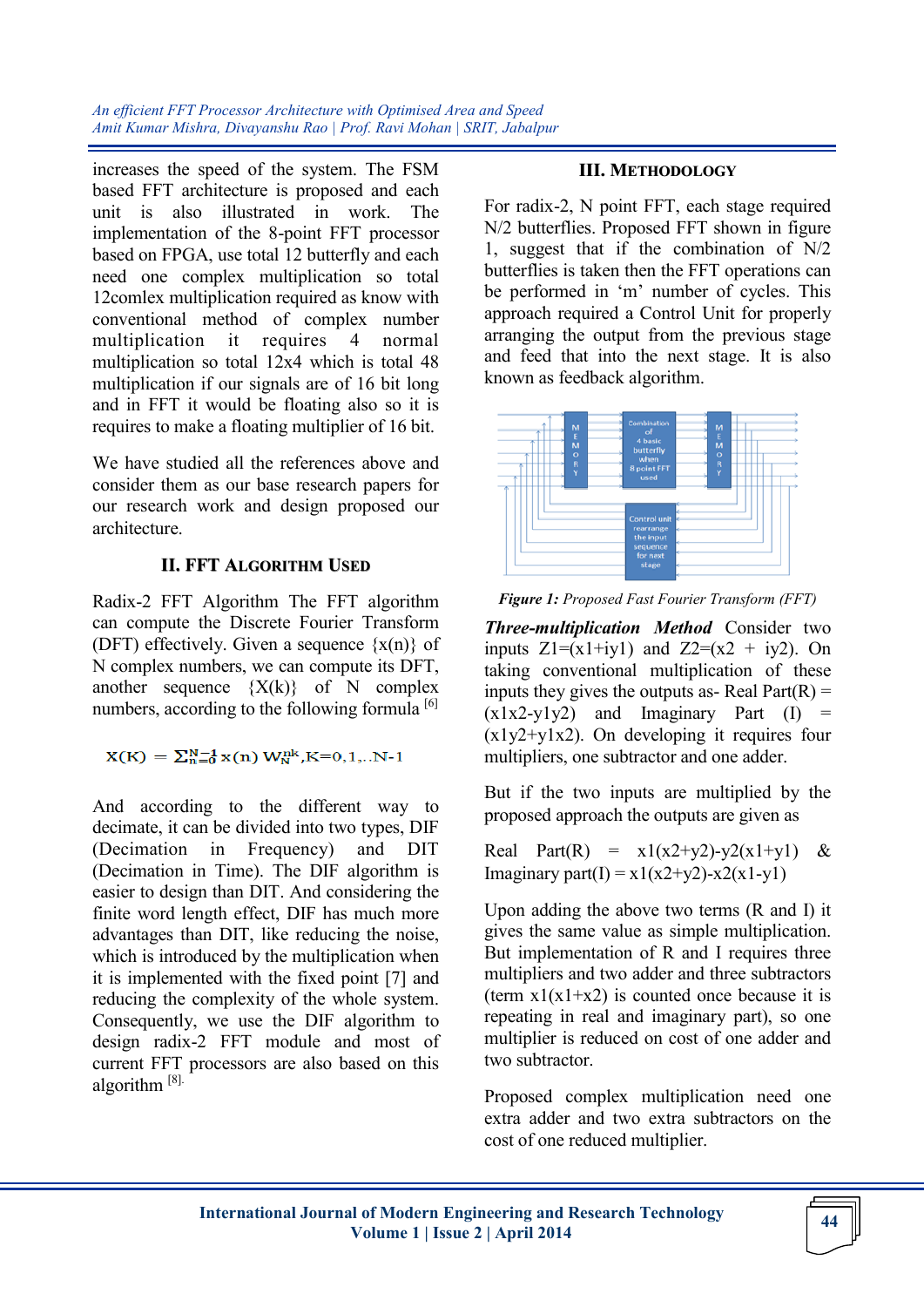increases the speed of the system. The FSM based FFT architecture is proposed and each unit is also illustrated in work. The implementation of the 8-point FFT processor based on FPGA, use total 12 butterfly and each need one complex multiplication so total 12comlex multiplication required as know with conventional method of complex number multiplication it requires 4 normal multiplication so total 12x4 which is total 48 multiplication if our signals are of 16 bit long and in FFT it would be floating also so it is requires to make a floating multiplier of 16 bit.

We have studied all the references above and consider them as our base research papers for our research work and design proposed our architecture.

## II. FFT Algorithm Used

Radix-2 FFT Algorithm The FFT algorithm can compute the Discrete Fourier Transform (DFT) effectively. Given a sequence {x(n)} of N complex numbers, we can compute its DFT, another sequence {X(k)} of N complex numbers, according to the following formula [6]

$$X(K) = \sum_{n=0}^{N-1} x(n)\, W_N^{nk}, K=0,1,..N-1$$

And according to the different way to decimate, it can be divided into two types, DIF (Decimation in Frequency) and DIT (Decimation in Time). The DIF algorithm is easier to design than DIT. And considering the finite word length effect, DIF has much more advantages than DIT, like reducing the noise, which is introduced by the multiplication when it is implemented with the fixed point [7] and reducing the complexity of the whole system. Consequently, we use the DIF algorithm to design radix-2 FFT module and most of current FFT processors are also based on this algorithm [8].

## III. Methodology

For radix-2, N point FFT, each stage required N/2 butterflies. Proposed FFT shown in figure 1, suggest that if the combination of N/2 butterflies is taken then the FFT operations can be performed in 'm' number of cycles. This approach required a Control Unit for properly arranging the output from the previous stage and feed that into the next stage. It is also known as feedback algorithm.

***Figure 1:*** *Proposed Fast Fourier Transform (FFT)*

***Three-multiplication Method*** Consider two inputs Z1=(x1+iy1) and Z2=(x2 + iy2). On taking conventional multiplication of these inputs they gives the outputs as- Real Part(R) = (x1x2-y1y2) and Imaginary Part (I) = (x1y2+y1x2). On developing it requires four multipliers, one subtractor and one adder.

But if the two inputs are multiplied by the proposed approach the outputs are given as

Real Part(R) = x1(x2+y2)-y2(x1+y1) & Imaginary part(I) = x1(x2+y2)-x2(x1-y1)

Upon adding the above two terms (R and I) it gives the same value as simple multiplication. But implementation of R and I requires three multipliers and two adder and three subtractors (term x1(x1+x2) is counted once because it is repeating in real and imaginary part), so one multiplier is reduced on cost of one adder and two subtractor.

Proposed complex multiplication need one extra adder and two extra subtractors on the cost of one reduced multiplier.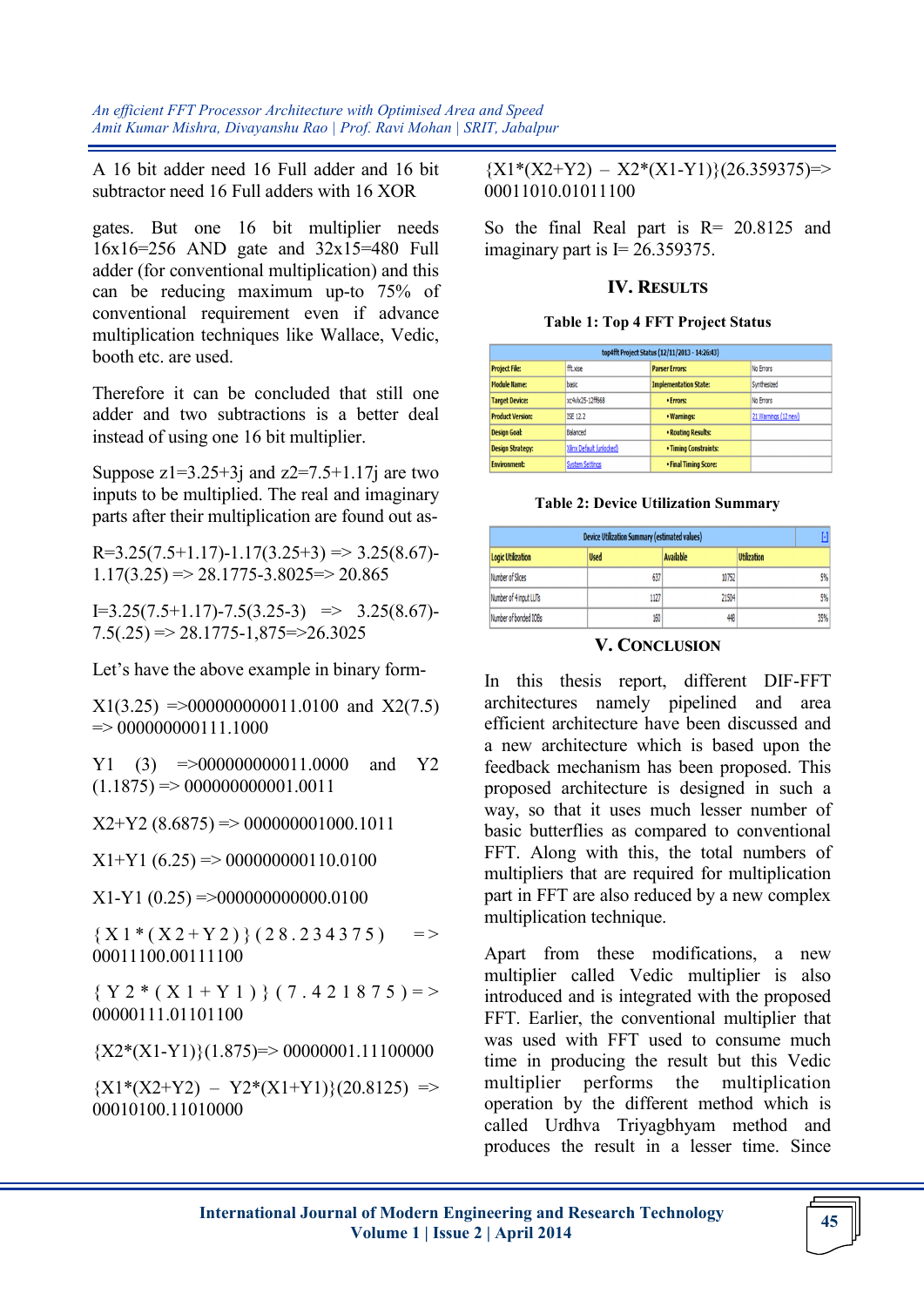A 16 bit adder need 16 Full adder and 16 bit subtractor need 16 Full adders with 16 XOR

gates. But one 16 bit multiplier needs 16x16=256 AND gate and 32x15=480 Full adder (for conventional multiplication) and this can be reducing maximum up-to 75% of conventional requirement even if advance multiplication techniques like Wallace, Vedic, booth etc. are used.

Therefore it can be concluded that still one adder and two subtractions is a better deal instead of using one 16 bit multiplier.

Suppose z1=3.25+3j and z2=7.5+1.17j are two inputs to be multiplied. The real and imaginary parts after their multiplication are found out as-

R=3.25(7.5+1.17)-1.17(3.25+3) => 3.25(8.67)-1.17(3.25) => 28.1775-3.8025=> 20.865

I=3.25(7.5+1.17)-7.5(3.25-3) => 3.25(8.67)-7.5(.25) => 28.1775-1,875=>26.3025

Let's have the above example in binary form-

X1(3.25) =>000000000011.0100 and X2(7.5) => 000000000111.1000

Y1 (3) =>000000000011.0000 and Y2 (1.1875) => 000000000001.0011

X2+Y2 (8.6875) => 000000001000.1011

X1+Y1 (6.25) => 000000000110.0100

X1-Y1 (0.25) =>000000000000.0100

{X1*(X2+Y2)}(28.234375) => 00011100.00111100

{Y2*(X1+Y1)}(7.421875)=> 00000111.01101100

{X2*(X1-Y1)}(1.875)=> 00000001.11100000

{X1*(X2+Y2) – Y2*(X1+Y1)}(20.8125) => 00010100.11010000

{X1*(X2+Y2) – X2*(X1-Y1)}(26.359375)=> 00011010.01011100

So the final Real part is R= 20.8125 and imaginary part is I= 26.359375.

## IV. Results

**Table 1: Top 4 FFT Project Status**

| top4fft Project Status (12/11/2013 - 14:26:43) | | | |
|---|---|---|---|
| **Project File:** | fft.xise | **Parser Errors:** | No Errors |
| **Module Name:** | basic | **Implementation State:** | Synthesized |
| **Target Device:** | xc4vlx25-12ff668 | • **Errors:** | No Errors |
| **Product Version:** | ISE 12.2 | • **Warnings:** | 21 Warnings (12 new) |
| **Design Goal:** | Balanced | • **Routing Results:** | |
| **Design Strategy:** | Xilinx Default (unlocked) | • **Timing Constraints:** | |
| **Environment:** | System Settings | • **Final Timing Score:** | |

**Table 2: Device Utilization Summary**

| Device Utilization Summary (estimated values) | | | |
|---|---|---|---|
| **Logic Utilization** | **Used** | **Available** | **Utilization** |
| Number of Slices | 637 | 10752 | 5% |
| Number of 4 input LUTs | 1127 | 21504 | 5% |
| Number of bonded IOBs | 160 | 448 | 35% |

## V. Conclusion

In this thesis report, different DIF-FFT architectures namely pipelined and area efficient architecture have been discussed and a new architecture which is based upon the feedback mechanism has been proposed. This proposed architecture is designed in such a way, so that it uses much lesser number of basic butterflies as compared to conventional FFT. Along with this, the total numbers of multipliers that are required for multiplication part in FFT are also reduced by a new complex multiplication technique.

Apart from these modifications, a new multiplier called Vedic multiplier is also introduced and is integrated with the proposed FFT. Earlier, the conventional multiplier that was used with FFT used to consume much time in producing the result but this Vedic multiplier performs the multiplication operation by the different method which is called Urdhva Triyagbhyam method and produces the result in a lesser time. Since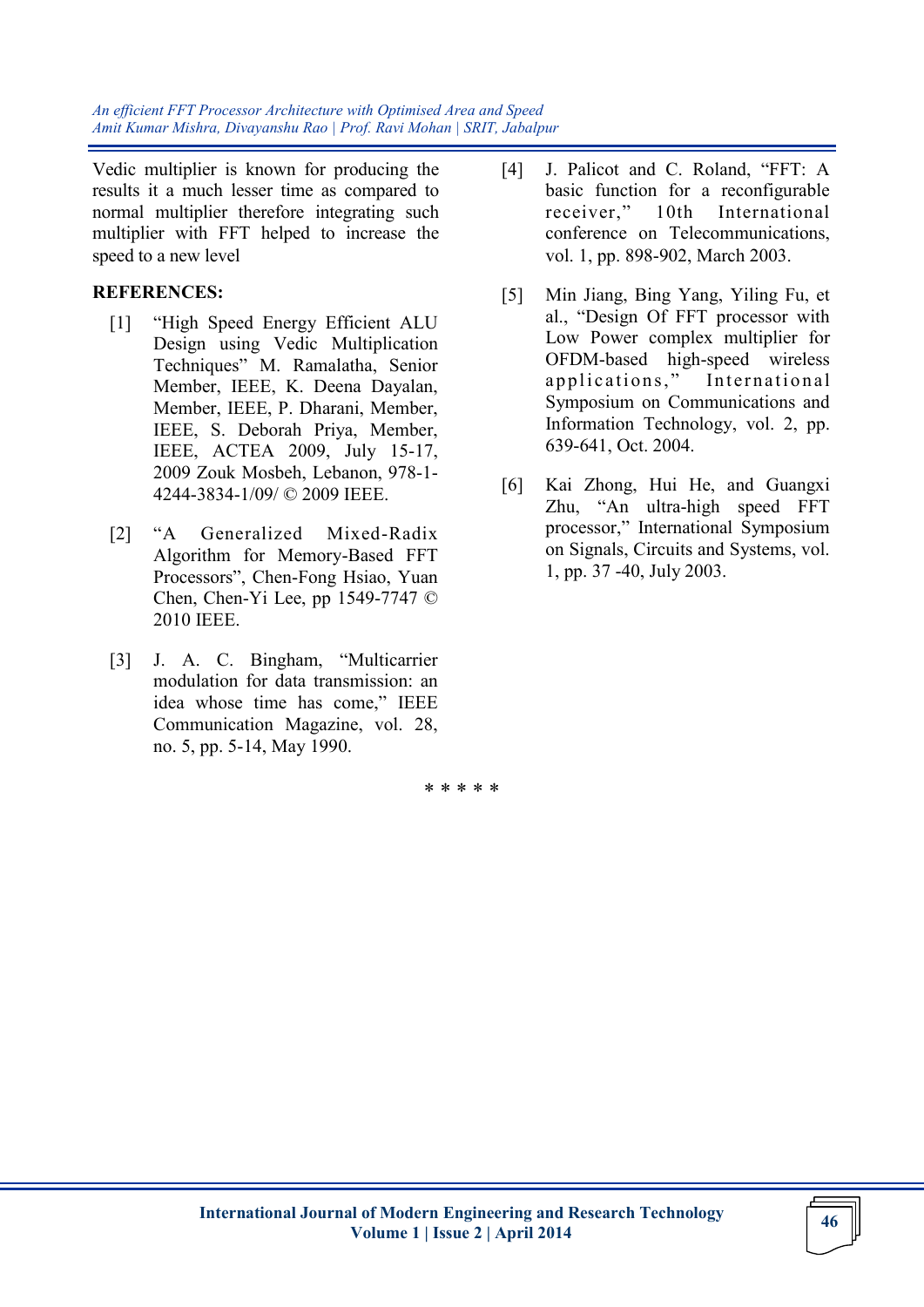Vedic multiplier is known for producing the results it a much lesser time as compared to normal multiplier therefore integrating such multiplier with FFT helped to increase the speed to a new level

**REFERENCES:**

[1] "High Speed Energy Efficient ALU Design using Vedic Multiplication Techniques" M. Ramalatha, Senior Member, IEEE, K. Deena Dayalan, Member, IEEE, P. Dharani, Member, IEEE, S. Deborah Priya, Member, IEEE, ACTEA 2009, July 15-17, 2009 Zouk Mosbeh, Lebanon, 978-1-4244-3834-1/09/ © 2009 IEEE.

[2] "A Generalized Mixed-Radix Algorithm for Memory-Based FFT Processors", Chen-Fong Hsiao, Yuan Chen, Chen-Yi Lee, pp 1549-7747 © 2010 IEEE.

[3] J. A. C. Bingham, "Multicarrier modulation for data transmission: an idea whose time has come," IEEE Communication Magazine, vol. 28, no. 5, pp. 5-14, May 1990.

[4] J. Palicot and C. Roland, "FFT: A basic function for a reconfigurable receiver," 10th International conference on Telecommunications, vol. 1, pp. 898-902, March 2003.

[5] Min Jiang, Bing Yang, Yiling Fu, et al., "Design Of FFT processor with Low Power complex multiplier for OFDM-based high-speed wireless applications," International Symposium on Communications and Information Technology, vol. 2, pp. 639-641, Oct. 2004.

[6] Kai Zhong, Hui He, and Guangxi Zhu, "An ultra-high speed FFT processor," International Symposium on Signals, Circuits and Systems, vol. 1, pp. 37 -40, July 2003.

* * * * *